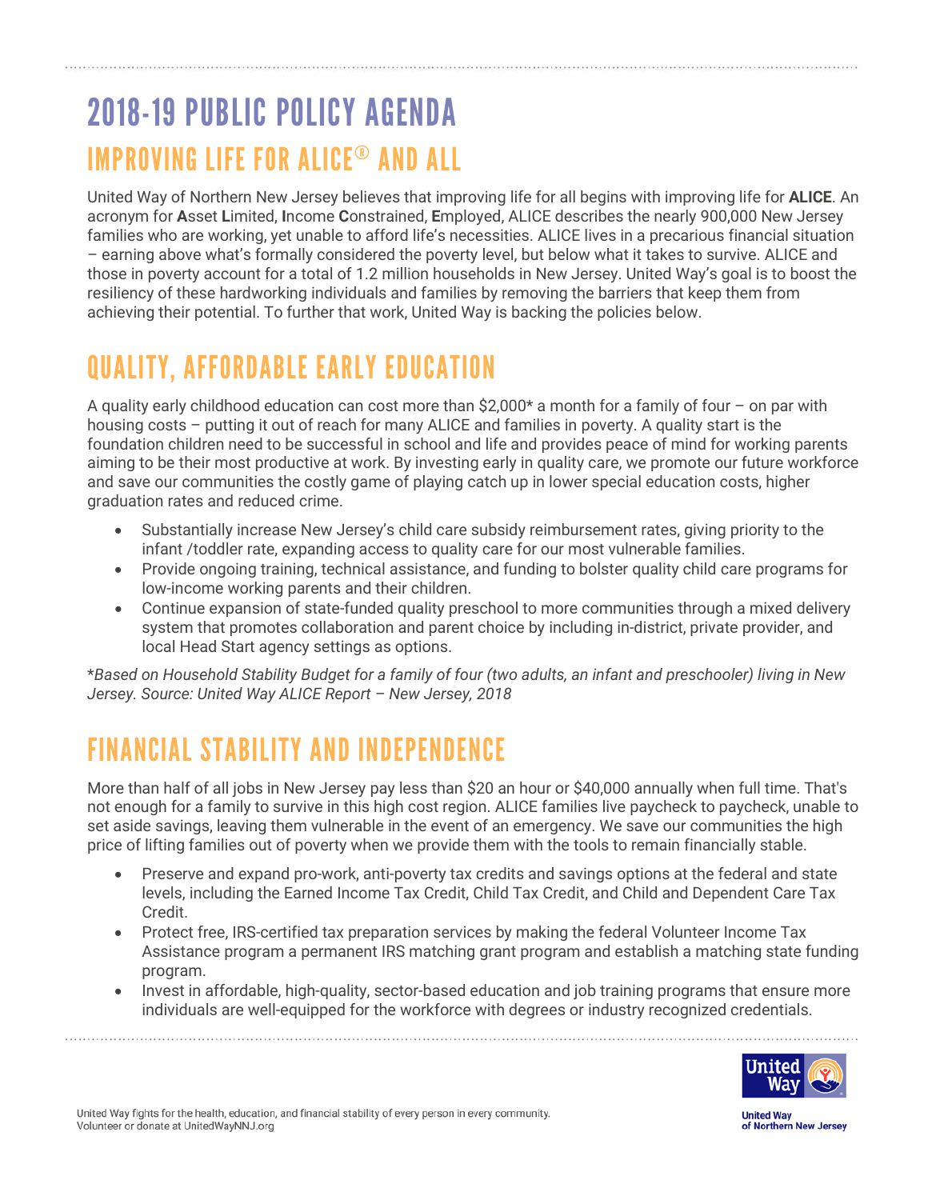# 2018-19 PUBLIC POLICY AGENDA

## IMPROVING LIFE FOR ALICE® AND ALL

United Way of Northern New Jersey believes that improving life for all begins with improving life for **ALICE**. An acronym for **A**sset **L**imited, **I**ncome **C**onstrained, **E**mployed, ALICE describes the nearly 900,000 New Jersey families who are working, yet unable to afford life's necessities. ALICE lives in a precarious financial situation – earning above what's formally considered the poverty level, but below what it takes to survive. ALICE and those in poverty account for a total of 1.2 million households in New Jersey. United Way's goal is to boost the resiliency of these hardworking individuals and families by removing the barriers that keep them from achieving their potential. To further that work, United Way is backing the policies below.

## QUALITY, AFFORDABLE EARLY EDUCATION

A quality early childhood education can cost more than $2,000* a month for a family of four – on par with housing costs – putting it out of reach for many ALICE and families in poverty. A quality start is the foundation children need to be successful in school and life and provides peace of mind for working parents aiming to be their most productive at work. By investing early in quality care, we promote our future workforce and save our communities the costly game of playing catch up in lower special education costs, higher graduation rates and reduced crime.

- Substantially increase New Jersey's child care subsidy reimbursement rates, giving priority to the infant /toddler rate, expanding access to quality care for our most vulnerable families.
- Provide ongoing training, technical assistance, and funding to bolster quality child care programs for low-income working parents and their children.
- Continue expansion of state-funded quality preschool to more communities through a mixed delivery system that promotes collaboration and parent choice by including in-district, private provider, and local Head Start agency settings as options.

*\*Based on Household Stability Budget for a family of four (two adults, an infant and preschooler) living in New Jersey. Source: United Way ALICE Report – New Jersey, 2018*

## FINANCIAL STABILITY AND INDEPENDENCE

More than half of all jobs in New Jersey pay less than $20 an hour or $40,000 annually when full time. That's not enough for a family to survive in this high cost region. ALICE families live paycheck to paycheck, unable to set aside savings, leaving them vulnerable in the event of an emergency. We save our communities the high price of lifting families out of poverty when we provide them with the tools to remain financially stable.

- Preserve and expand pro-work, anti-poverty tax credits and savings options at the federal and state levels, including the Earned Income Tax Credit, Child Tax Credit, and Child and Dependent Care Tax Credit.
- Protect free, IRS-certified tax preparation services by making the federal Volunteer Income Tax Assistance program a permanent IRS matching grant program and establish a matching state funding program.
- Invest in affordable, high-quality, sector-based education and job training programs that ensure more individuals are well-equipped for the workforce with degrees or industry recognized credentials.

United Way fights for the health, education, and financial stability of every person in every community.
Volunteer or donate at UnitedWayNNJ.org

United Way of Northern New Jersey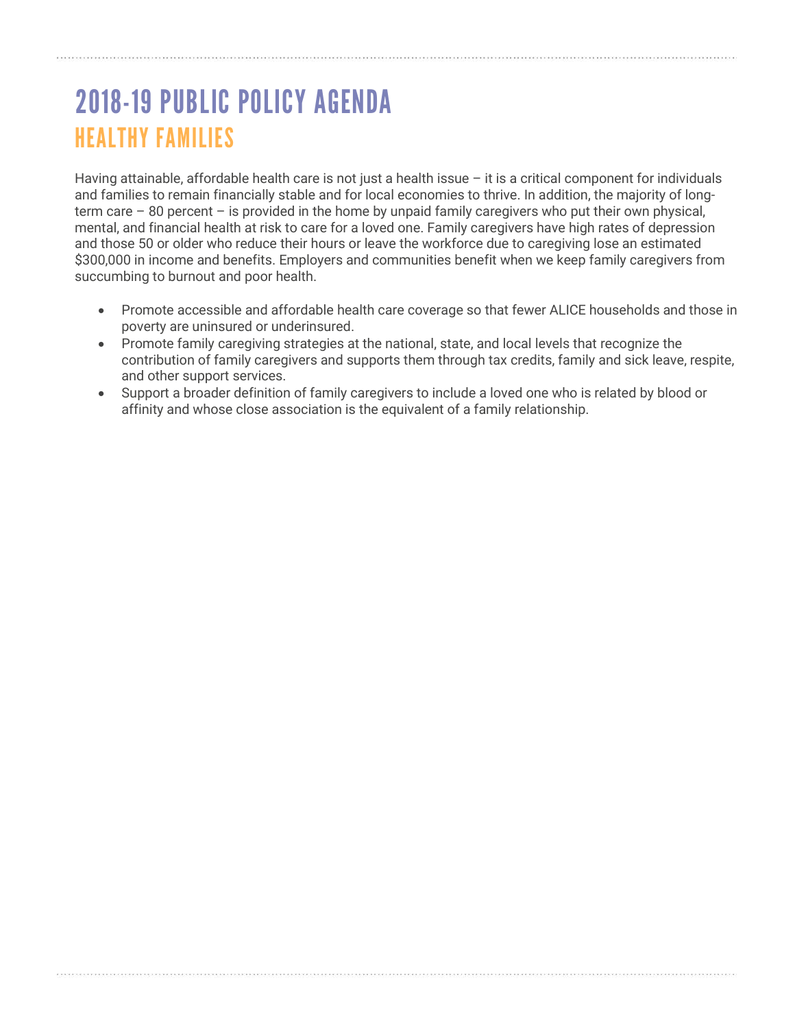# 2018-19 PUBLIC POLICY AGENDA

## HEALTHY FAMILIES

Having attainable, affordable health care is not just a health issue – it is a critical component for individuals and families to remain financially stable and for local economies to thrive. In addition, the majority of long-term care – 80 percent – is provided in the home by unpaid family caregivers who put their own physical, mental, and financial health at risk to care for a loved one. Family caregivers have high rates of depression and those 50 or older who reduce their hours or leave the workforce due to caregiving lose an estimated $300,000 in income and benefits. Employers and communities benefit when we keep family caregivers from succumbing to burnout and poor health.

- Promote accessible and affordable health care coverage so that fewer ALICE households and those in poverty are uninsured or underinsured.
- Promote family caregiving strategies at the national, state, and local levels that recognize the contribution of family caregivers and supports them through tax credits, family and sick leave, respite, and other support services.
- Support a broader definition of family caregivers to include a loved one who is related by blood or affinity and whose close association is the equivalent of a family relationship.